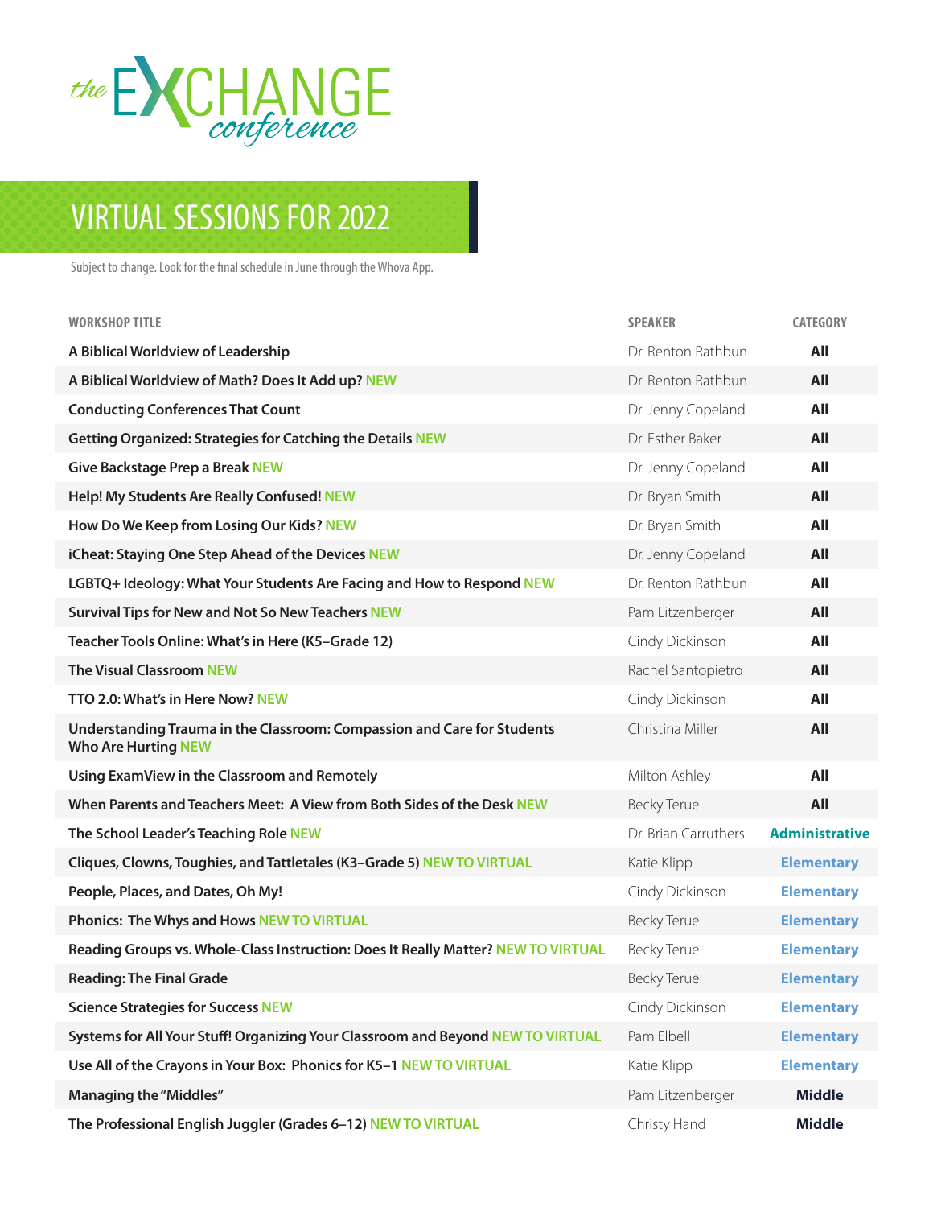# the EXCHANGE conference

## VIRTUAL SESSIONS FOR 2022

Subject to change. Look for the final schedule in June through the Whova App.

| WORKSHOP TITLE | SPEAKER | CATEGORY |
|---|---|---|
| **A Biblical Worldview of Leadership** | Dr. Renton Rathbun | **All** |
| **A Biblical Worldview of Math? Does It Add up?** NEW | Dr. Renton Rathbun | **All** |
| **Conducting Conferences That Count** | Dr. Jenny Copeland | **All** |
| **Getting Organized: Strategies for Catching the Details** NEW | Dr. Esther Baker | **All** |
| **Give Backstage Prep a Break** NEW | Dr. Jenny Copeland | **All** |
| **Help! My Students Are Really Confused!** NEW | Dr. Bryan Smith | **All** |
| **How Do We Keep from Losing Our Kids?** NEW | Dr. Bryan Smith | **All** |
| **iCheat: Staying One Step Ahead of the Devices** NEW | Dr. Jenny Copeland | **All** |
| **LGBTQ+ Ideology: What Your Students Are Facing and How to Respond** NEW | Dr. Renton Rathbun | **All** |
| **Survival Tips for New and Not So New Teachers** NEW | Pam Litzenberger | **All** |
| **Teacher Tools Online: What's in Here (K5–Grade 12)** | Cindy Dickinson | **All** |
| **The Visual Classroom** NEW | Rachel Santopietro | **All** |
| **TTO 2.0: What's in Here Now?** NEW | Cindy Dickinson | **All** |
| **Understanding Trauma in the Classroom: Compassion and Care for Students Who Are Hurting** NEW | Christina Miller | **All** |
| **Using ExamView in the Classroom and Remotely** | Milton Ashley | **All** |
| **When Parents and Teachers Meet: A View from Both Sides of the Desk** NEW | Becky Teruel | **All** |
| **The School Leader's Teaching Role** NEW | Dr. Brian Carruthers | **Administrative** |
| **Cliques, Clowns, Toughies, and Tattletales (K3–Grade 5)** NEW TO VIRTUAL | Katie Klipp | **Elementary** |
| **People, Places, and Dates, Oh My!** | Cindy Dickinson | **Elementary** |
| **Phonics: The Whys and Hows** NEW TO VIRTUAL | Becky Teruel | **Elementary** |
| **Reading Groups vs. Whole-Class Instruction: Does It Really Matter?** NEW TO VIRTUAL | Becky Teruel | **Elementary** |
| **Reading: The Final Grade** | Becky Teruel | **Elementary** |
| **Science Strategies for Success** NEW | Cindy Dickinson | **Elementary** |
| **Systems for All Your Stuff! Organizing Your Classroom and Beyond** NEW TO VIRTUAL | Pam Elbell | **Elementary** |
| **Use All of the Crayons in Your Box: Phonics for K5–1** NEW TO VIRTUAL | Katie Klipp | **Elementary** |
| **Managing the "Middles"** | Pam Litzenberger | **Middle** |
| **The Professional English Juggler (Grades 6–12)** NEW TO VIRTUAL | Christy Hand | **Middle** |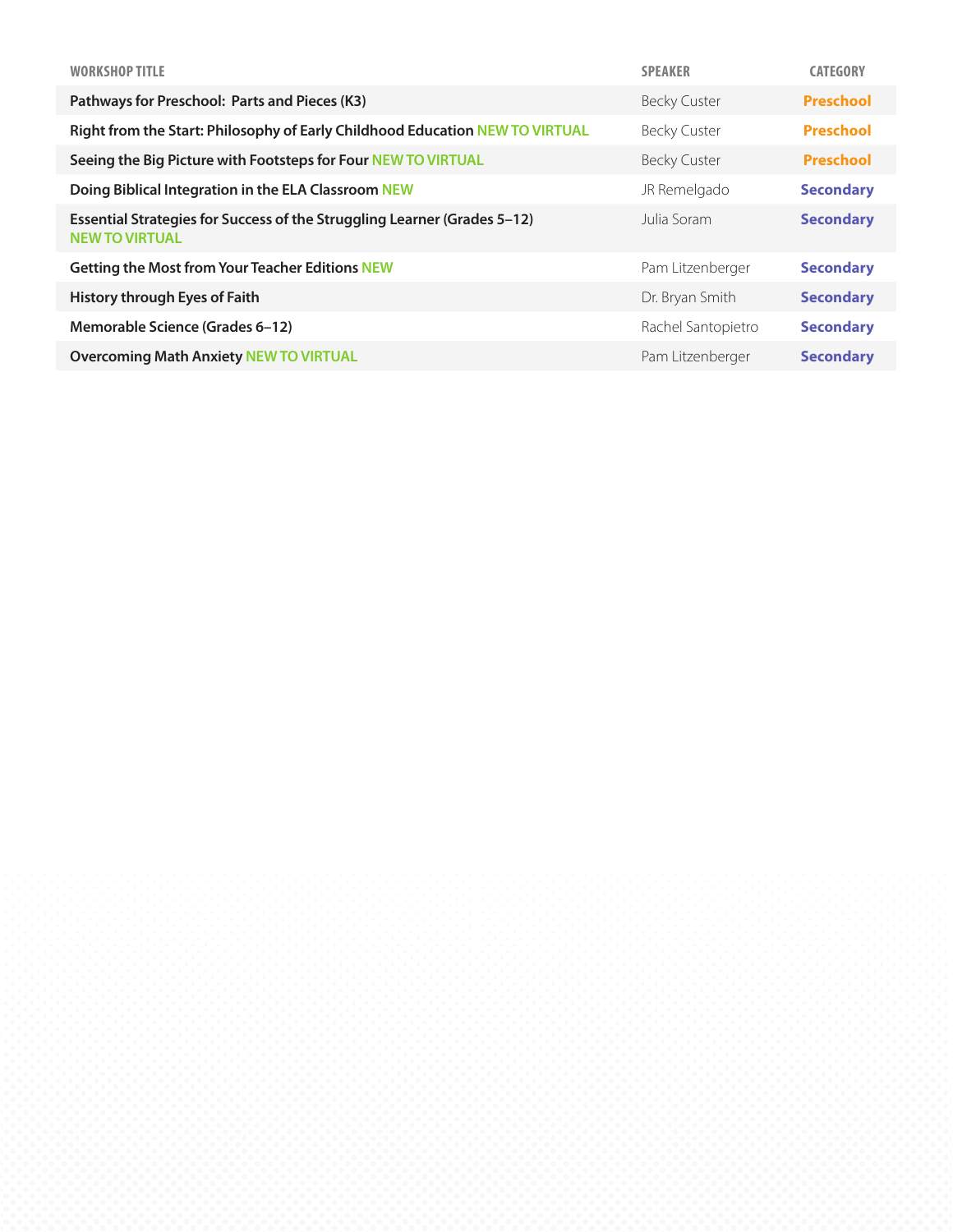| WORKSHOP TITLE | SPEAKER | CATEGORY |
|---|---|---|
| **Pathways for Preschool: Parts and Pieces (K3)** | Becky Custer | **Preschool** |
| **Right from the Start: Philosophy of Early Childhood Education** NEW TO VIRTUAL | Becky Custer | **Preschool** |
| **Seeing the Big Picture with Footsteps for Four** NEW TO VIRTUAL | Becky Custer | **Preschool** |
| **Doing Biblical Integration in the ELA Classroom** NEW | JR Remelgado | **Secondary** |
| **Essential Strategies for Success of the Struggling Learner (Grades 5–12)** NEW TO VIRTUAL | Julia Soram | **Secondary** |
| **Getting the Most from Your Teacher Editions** NEW | Pam Litzenberger | **Secondary** |
| **History through Eyes of Faith** | Dr. Bryan Smith | **Secondary** |
| **Memorable Science (Grades 6–12)** | Rachel Santopietro | **Secondary** |
| **Overcoming Math Anxiety** NEW TO VIRTUAL | Pam Litzenberger | **Secondary** |